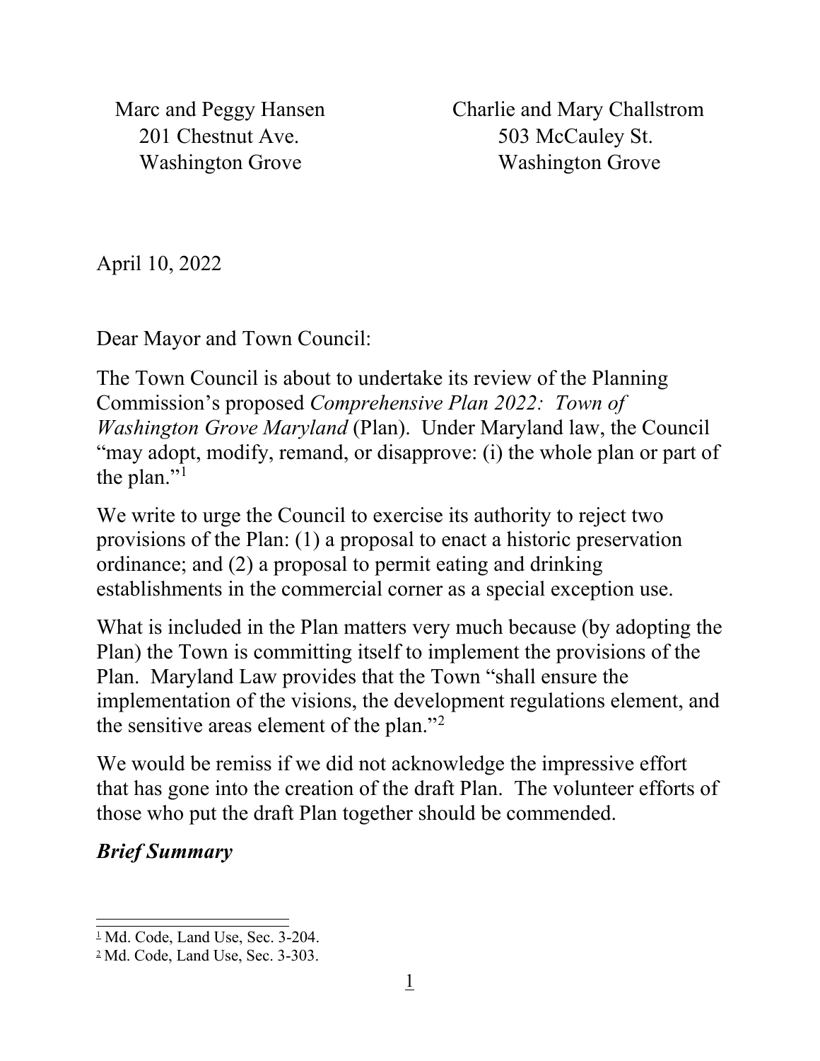Marc and Peggy Hansen
201 Chestnut Ave.
Washington Grove

Charlie and Mary Challstrom
503 McCauley St.
Washington Grove

April 10, 2022

Dear Mayor and Town Council:

The Town Council is about to undertake its review of the Planning Commission's proposed *Comprehensive Plan 2022: Town of Washington Grove Maryland* (Plan). Under Maryland law, the Council "may adopt, modify, remand, or disapprove: (i) the whole plan or part of the plan."[1]

We write to urge the Council to exercise its authority to reject two provisions of the Plan: (1) a proposal to enact a historic preservation ordinance; and (2) a proposal to permit eating and drinking establishments in the commercial corner as a special exception use.

What is included in the Plan matters very much because (by adopting the Plan) the Town is committing itself to implement the provisions of the Plan. Maryland Law provides that the Town "shall ensure the implementation of the visions, the development regulations element, and the sensitive areas element of the plan."[2]

We would be remiss if we did not acknowledge the impressive effort that has gone into the creation of the draft Plan. The volunteer efforts of those who put the draft Plan together should be commended.

***Brief Summary***

---

[1] Md. Code, Land Use, Sec. 3-204.

[2] Md. Code, Land Use, Sec. 3-303.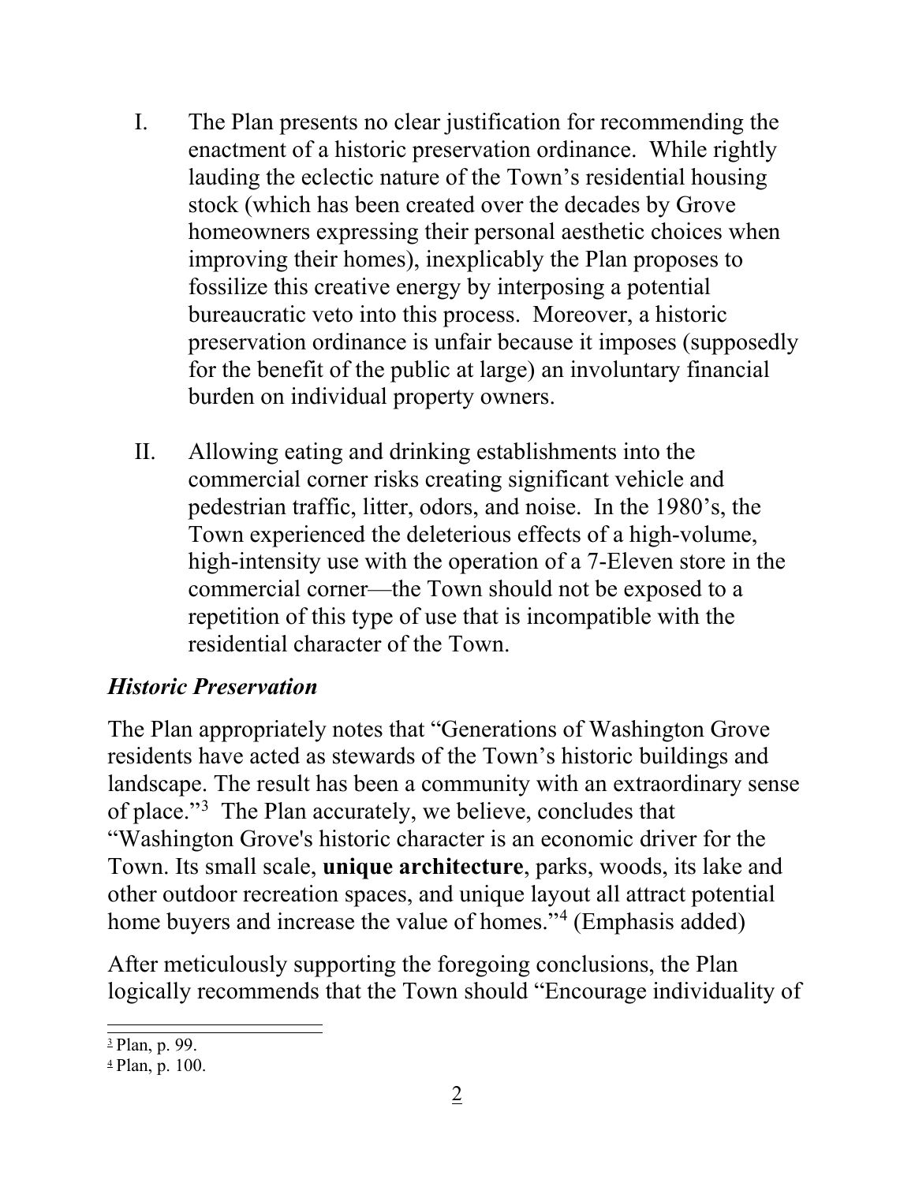I. The Plan presents no clear justification for recommending the enactment of a historic preservation ordinance. While rightly lauding the eclectic nature of the Town's residential housing stock (which has been created over the decades by Grove homeowners expressing their personal aesthetic choices when improving their homes), inexplicably the Plan proposes to fossilize this creative energy by interposing a potential bureaucratic veto into this process. Moreover, a historic preservation ordinance is unfair because it imposes (supposedly for the benefit of the public at large) an involuntary financial burden on individual property owners.

II. Allowing eating and drinking establishments into the commercial corner risks creating significant vehicle and pedestrian traffic, litter, odors, and noise. In the 1980's, the Town experienced the deleterious effects of a high-volume, high-intensity use with the operation of a 7-Eleven store in the commercial corner—the Town should not be exposed to a repetition of this type of use that is incompatible with the residential character of the Town.

### *Historic Preservation*

The Plan appropriately notes that "Generations of Washington Grove residents have acted as stewards of the Town's historic buildings and landscape. The result has been a community with an extraordinary sense of place."[3] The Plan accurately, we believe, concludes that "Washington Grove's historic character is an economic driver for the Town. Its small scale, **unique architecture**, parks, woods, its lake and other outdoor recreation spaces, and unique layout all attract potential home buyers and increase the value of homes."[4] (Emphasis added)

After meticulously supporting the foregoing conclusions, the Plan logically recommends that the Town should "Encourage individuality of

---

[3] Plan, p. 99.

[4] Plan, p. 100.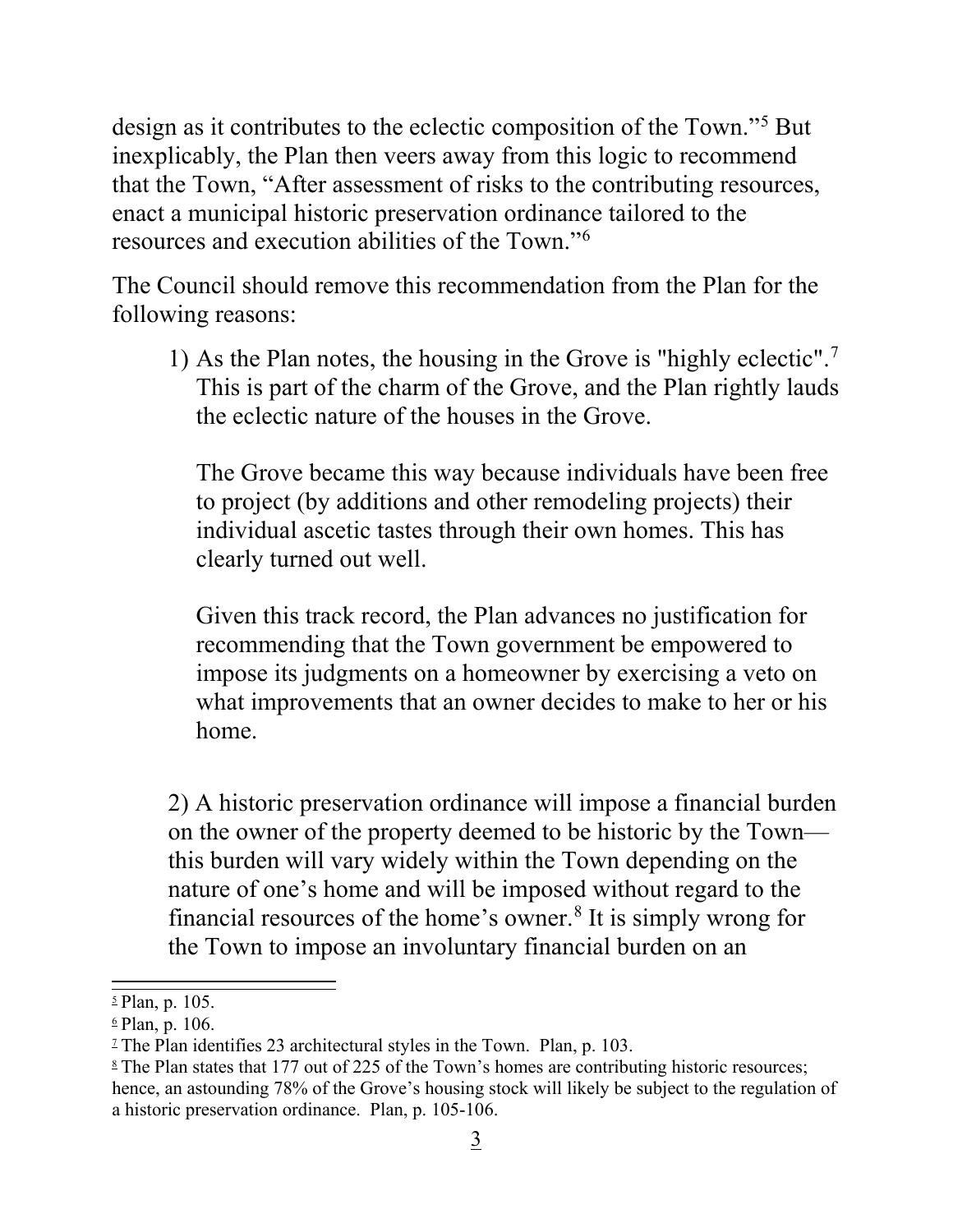design as it contributes to the eclectic composition of the Town."[5] But inexplicably, the Plan then veers away from this logic to recommend that the Town, "After assessment of risks to the contributing resources, enact a municipal historic preservation ordinance tailored to the resources and execution abilities of the Town."[6]

The Council should remove this recommendation from the Plan for the following reasons:

1) As the Plan notes, the housing in the Grove is "highly eclectic".[7] This is part of the charm of the Grove, and the Plan rightly lauds the eclectic nature of the houses in the Grove.

   The Grove became this way because individuals have been free to project (by additions and other remodeling projects) their individual ascetic tastes through their own homes. This has clearly turned out well.

   Given this track record, the Plan advances no justification for recommending that the Town government be empowered to impose its judgments on a homeowner by exercising a veto on what improvements that an owner decides to make to her or his home.

2) A historic preservation ordinance will impose a financial burden on the owner of the property deemed to be historic by the Town—this burden will vary widely within the Town depending on the nature of one's home and will be imposed without regard to the financial resources of the home's owner.[8] It is simply wrong for the Town to impose an involuntary financial burden on an

---

[5] Plan, p. 105.

[6] Plan, p. 106.

[7] The Plan identifies 23 architectural styles in the Town. Plan, p. 103.

[8] The Plan states that 177 out of 225 of the Town's homes are contributing historic resources; hence, an astounding 78% of the Grove's housing stock will likely be subject to the regulation of a historic preservation ordinance. Plan, p. 105-106.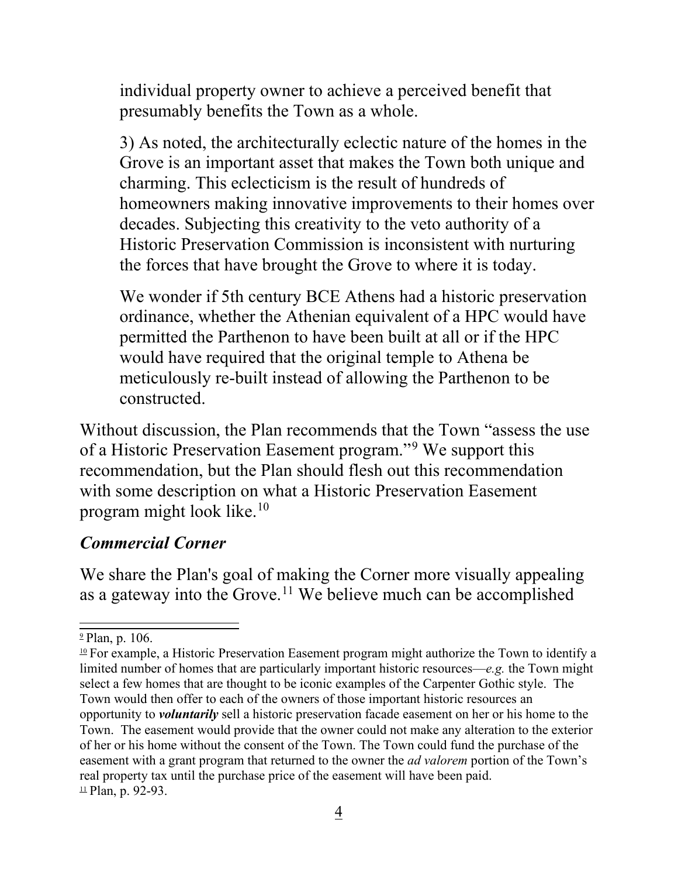> individual property owner to achieve a perceived benefit that presumably benefits the Town as a whole.
>
> 3) As noted, the architecturally eclectic nature of the homes in the Grove is an important asset that makes the Town both unique and charming. This eclecticism is the result of hundreds of homeowners making innovative improvements to their homes over decades. Subjecting this creativity to the veto authority of a Historic Preservation Commission is inconsistent with nurturing the forces that have brought the Grove to where it is today.
>
> We wonder if 5th century BCE Athens had a historic preservation ordinance, whether the Athenian equivalent of a HPC would have permitted the Parthenon to have been built at all or if the HPC would have required that the original temple to Athena be meticulously re-built instead of allowing the Parthenon to be constructed.

Without discussion, the Plan recommends that the Town "assess the use of a Historic Preservation Easement program."[9] We support this recommendation, but the Plan should flesh out this recommendation with some description on what a Historic Preservation Easement program might look like.[10]

### *Commercial Corner*

We share the Plan's goal of making the Corner more visually appealing as a gateway into the Grove.[11] We believe much can be accomplished

---

[9] Plan, p. 106.

[10] For example, a Historic Preservation Easement program might authorize the Town to identify a limited number of homes that are particularly important historic resources—*e.g.* the Town might select a few homes that are thought to be iconic examples of the Carpenter Gothic style. The Town would then offer to each of the owners of those important historic resources an opportunity to ***voluntarily*** sell a historic preservation facade easement on her or his home to the Town. The easement would provide that the owner could not make any alteration to the exterior of her or his home without the consent of the Town. The Town could fund the purchase of the easement with a grant program that returned to the owner the *ad valorem* portion of the Town's real property tax until the purchase price of the easement will have been paid.

[11] Plan, p. 92-93.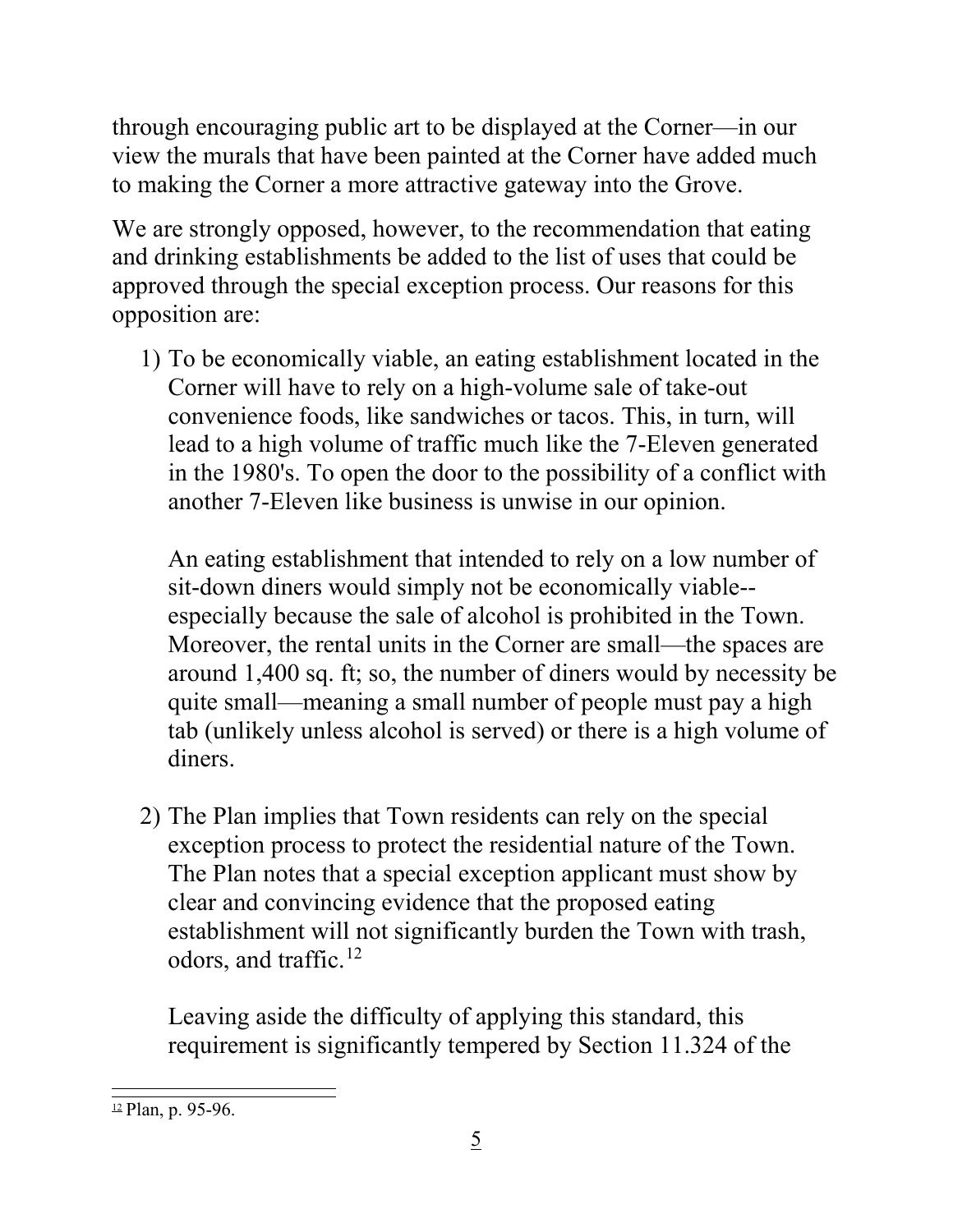through encouraging public art to be displayed at the Corner—in our view the murals that have been painted at the Corner have added much to making the Corner a more attractive gateway into the Grove.

We are strongly opposed, however, to the recommendation that eating and drinking establishments be added to the list of uses that could be approved through the special exception process. Our reasons for this opposition are:

1) To be economically viable, an eating establishment located in the Corner will have to rely on a high-volume sale of take-out convenience foods, like sandwiches or tacos. This, in turn, will lead to a high volume of traffic much like the 7-Eleven generated in the 1980's. To open the door to the possibility of a conflict with another 7-Eleven like business is unwise in our opinion.

   An eating establishment that intended to rely on a low number of sit-down diners would simply not be economically viable--especially because the sale of alcohol is prohibited in the Town. Moreover, the rental units in the Corner are small—the spaces are around 1,400 sq. ft; so, the number of diners would by necessity be quite small—meaning a small number of people must pay a high tab (unlikely unless alcohol is served) or there is a high volume of diners.

2) The Plan implies that Town residents can rely on the special exception process to protect the residential nature of the Town. The Plan notes that a special exception applicant must show by clear and convincing evidence that the proposed eating establishment will not significantly burden the Town with trash, odors, and traffic.[12]

   Leaving aside the difficulty of applying this standard, this requirement is significantly tempered by Section 11.324 of the

---

[12] Plan, p. 95-96.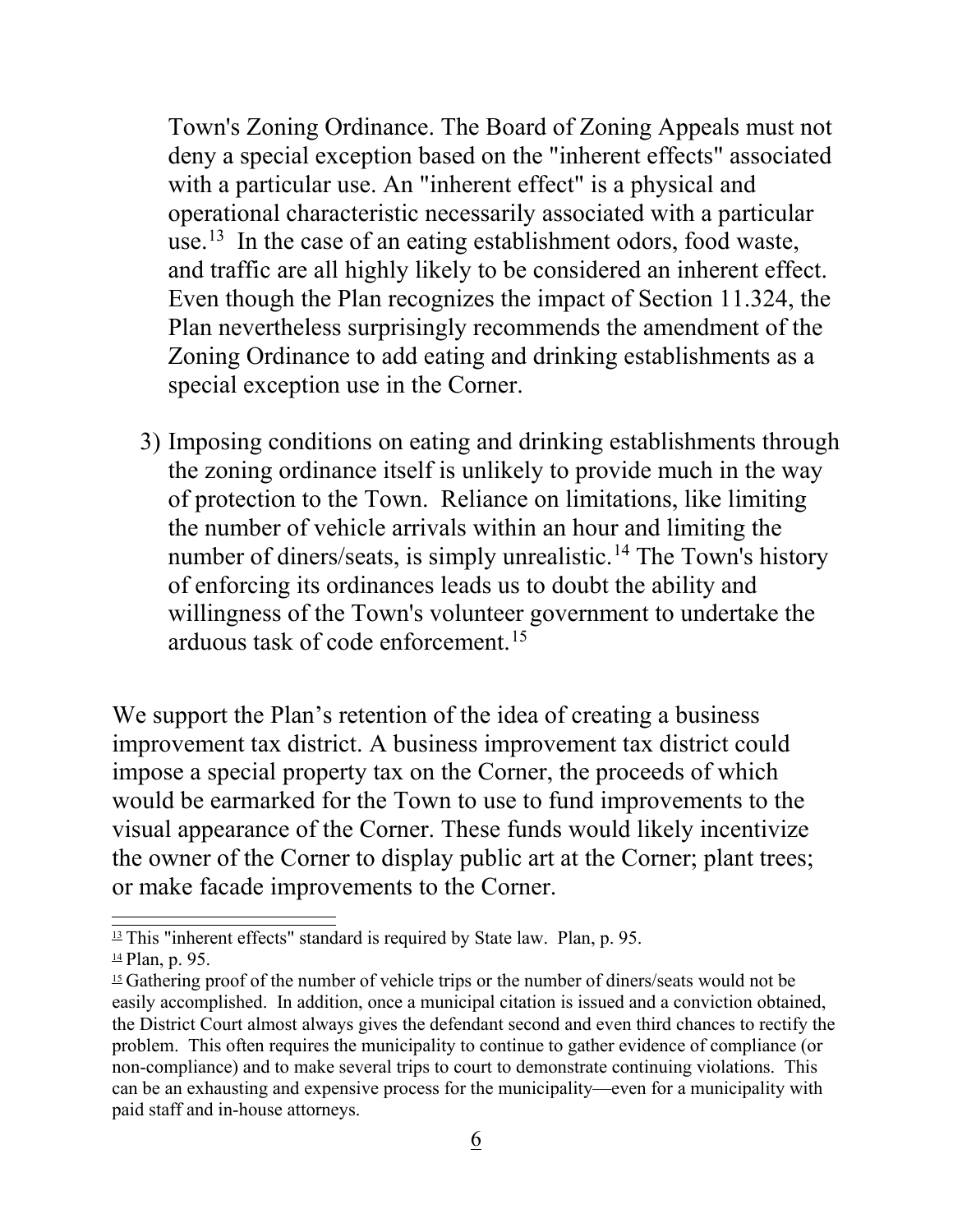Town's Zoning Ordinance. The Board of Zoning Appeals must not deny a special exception based on the "inherent effects" associated with a particular use. An "inherent effect" is a physical and operational characteristic necessarily associated with a particular use.[13] In the case of an eating establishment odors, food waste, and traffic are all highly likely to be considered an inherent effect. Even though the Plan recognizes the impact of Section 11.324, the Plan nevertheless surprisingly recommends the amendment of the Zoning Ordinance to add eating and drinking establishments as a special exception use in the Corner.

3) Imposing conditions on eating and drinking establishments through the zoning ordinance itself is unlikely to provide much in the way of protection to the Town. Reliance on limitations, like limiting the number of vehicle arrivals within an hour and limiting the number of diners/seats, is simply unrealistic.[14] The Town's history of enforcing its ordinances leads us to doubt the ability and willingness of the Town's volunteer government to undertake the arduous task of code enforcement.[15]

We support the Plan's retention of the idea of creating a business improvement tax district. A business improvement tax district could impose a special property tax on the Corner, the proceeds of which would be earmarked for the Town to use to fund improvements to the visual appearance of the Corner. These funds would likely incentivize the owner of the Corner to display public art at the Corner; plant trees; or make facade improvements to the Corner.

---

[13] This "inherent effects" standard is required by State law. Plan, p. 95.

[14] Plan, p. 95.

[15] Gathering proof of the number of vehicle trips or the number of diners/seats would not be easily accomplished. In addition, once a municipal citation is issued and a conviction obtained, the District Court almost always gives the defendant second and even third chances to rectify the problem. This often requires the municipality to continue to gather evidence of compliance (or non-compliance) and to make several trips to court to demonstrate continuing violations. This can be an exhausting and expensive process for the municipality—even for a municipality with paid staff and in-house attorneys.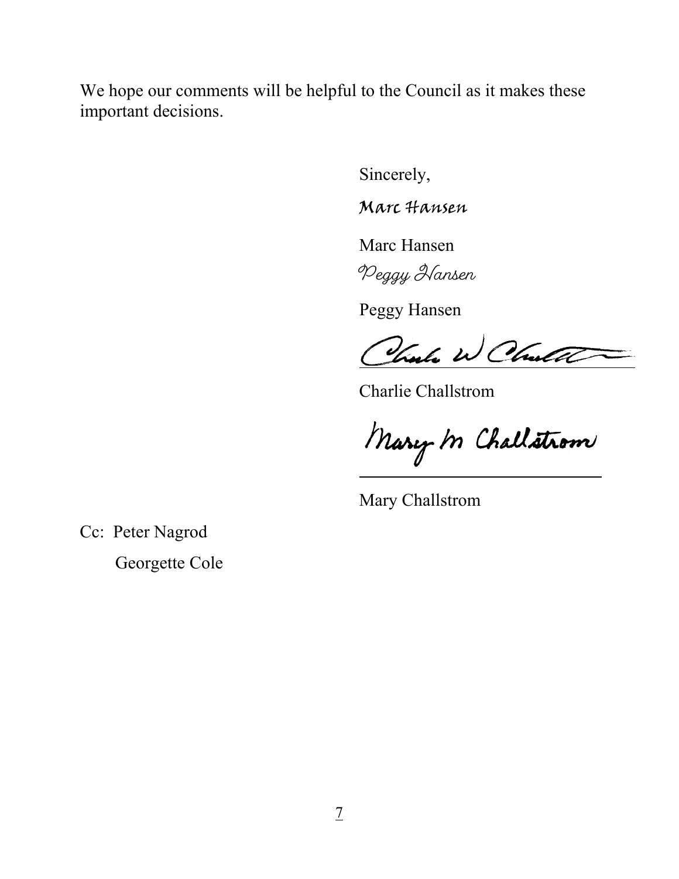We hope our comments will be helpful to the Council as it makes these important decisions.

Sincerely,

Marc Hansen

Marc Hansen

Peggy Hansen

Peggy Hansen

Charlie Challstrom

Mary M Challstrom

Mary Challstrom

Cc: Peter Nagrod

Georgette Cole